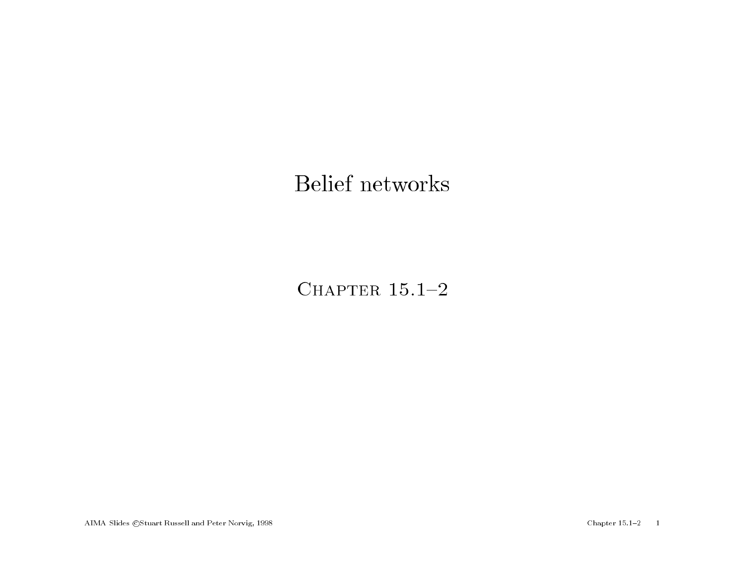# Belief networks

Chapter 15.1–2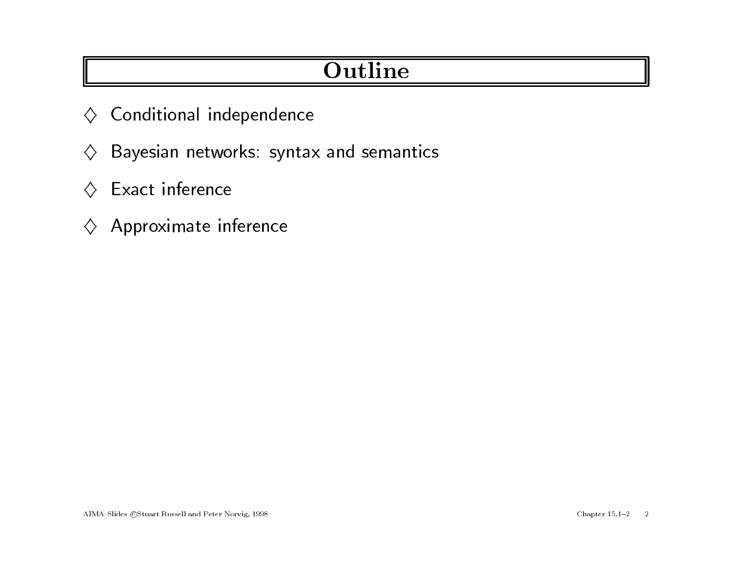# Outline

- ♢ Conditional independence
- ♢ Bayesian networks: syntax and semantics
- ♢ Exact inference
- ♢ Approximate inference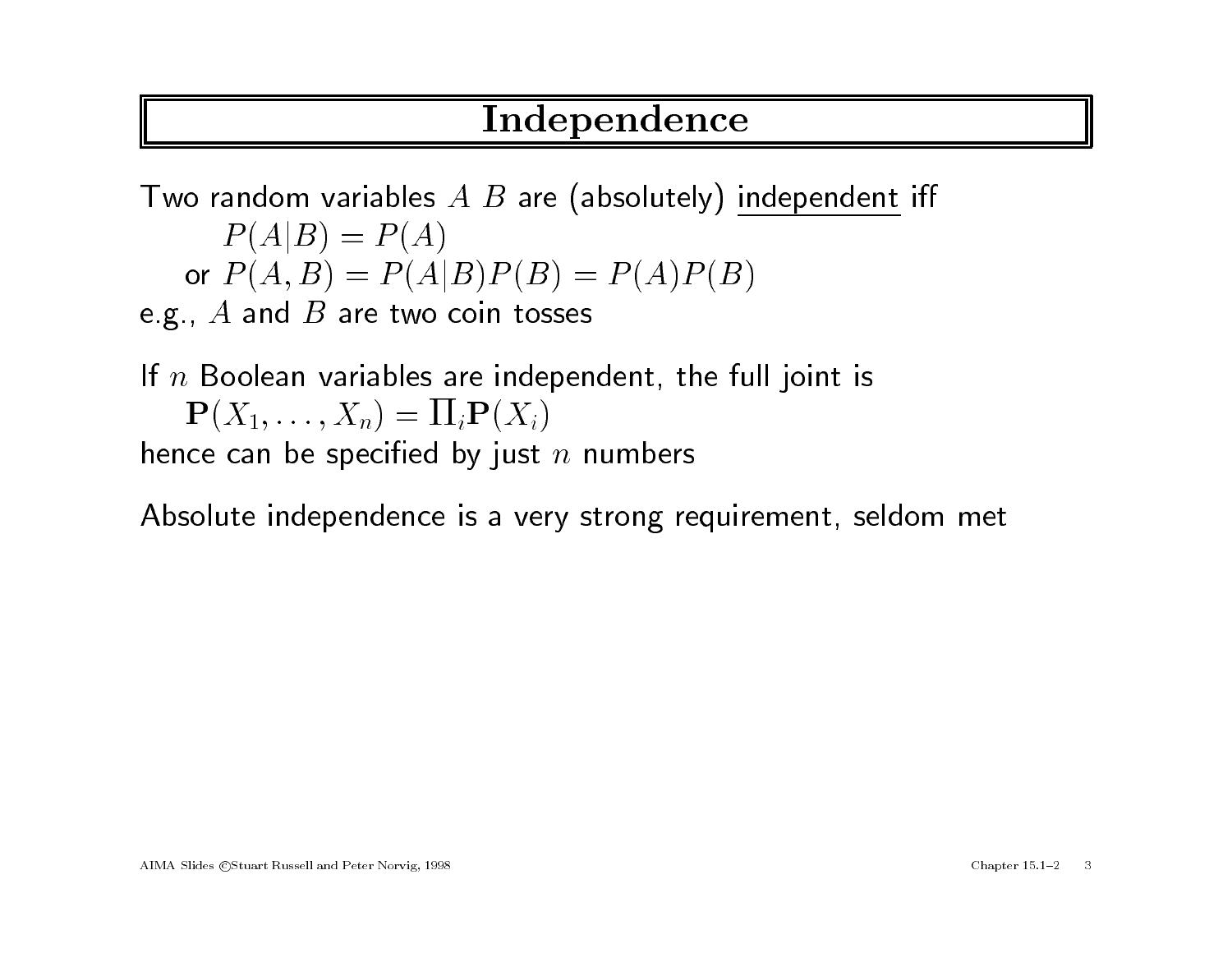# Independence

Two random variables $A$ $B$ are (absolutely) independent iff

$$P(A|B) = P(A)$$

or $P(A, B) = P(A|B)P(B) = P(A)P(B)$

e.g., $A$ and $B$ are two coin tosses

If $n$ Boolean variables are independent, the full joint is

$$\mathbf{P}(X_1, \ldots, X_n) = \Pi_i \mathbf{P}(X_i)$$

hence can be specified by just $n$ numbers

Absolute independence is a very strong requirement, seldom met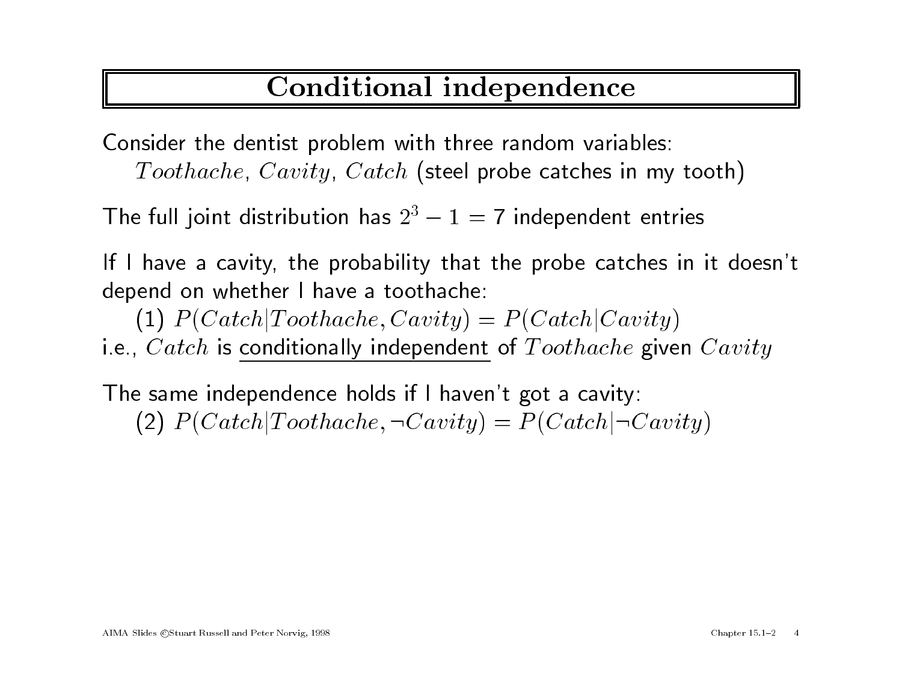# Conditional independence

Consider the dentist problem with three random variables:
$Toothache$, $Cavity$, $Catch$ (steel probe catches in my tooth)

The full joint distribution has $2^3 - 1 = 7$ independent entries

If I have a cavity, the probability that the probe catches in it doesn't depend on whether I have a toothache:
(1) $P(Catch|Toothache, Cavity) = P(Catch|Cavity)$
i.e., $Catch$ is conditionally independent of $Toothache$ given $Cavity$

The same independence holds if I haven't got a cavity:
(2) $P(Catch|Toothache, \neg Cavity) = P(Catch|\neg Cavity)$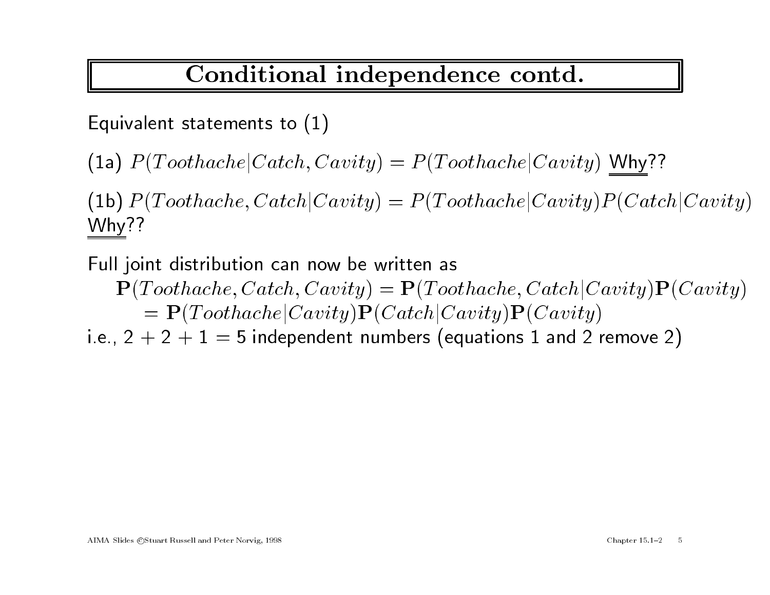# Conditional independence contd.

Equivalent statements to (1)

(1a) $P(Toothache|Catch, Cavity) = P(Toothache|Cavity)$ Why??

(1b) $P(Toothache, Catch|Cavity) = P(Toothache|Cavity)P(Catch|Cavity)$ Why??

Full joint distribution can now be written as

$$\mathbf{P}(Toothache, Catch, Cavity) = \mathbf{P}(Toothache, Catch|Cavity)\mathbf{P}(Cavity)$$
$$= \mathbf{P}(Toothache|Cavity)\mathbf{P}(Catch|Cavity)\mathbf{P}(Cavity)$$

i.e., $2 + 2 + 1 = 5$ independent numbers (equations 1 and 2 remove 2)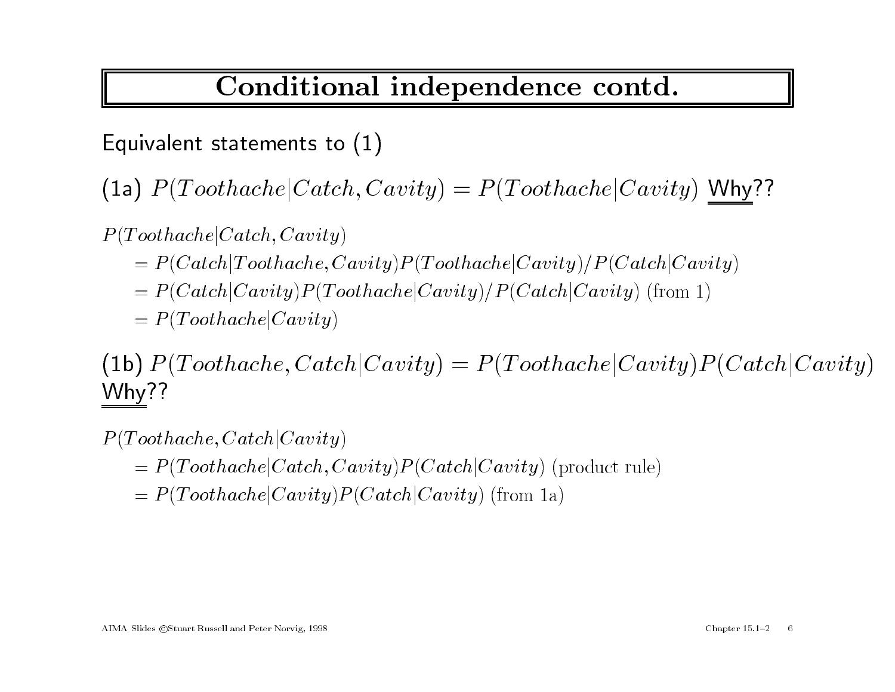# Conditional independence contd.

Equivalent statements to (1)

(1a) $P(Toothache|Catch, Cavity) = P(Toothache|Cavity)$ Why??

$$
\begin{aligned}
&P(Toothache|Catch, Cavity)\\
&\quad = P(Catch|Toothache, Cavity)P(Toothache|Cavity)/P(Catch|Cavity)\\
&\quad = P(Catch|Cavity)P(Toothache|Cavity)/P(Catch|Cavity) \text{ (from 1)}\\
&\quad = P(Toothache|Cavity)
\end{aligned}
$$

(1b) $P(Toothache, Catch|Cavity) = P(Toothache|Cavity)P(Catch|Cavity)$ Why??

$$
\begin{aligned}
&P(Toothache, Catch|Cavity)\\
&\quad = P(Toothache|Catch, Cavity)P(Catch|Cavity) \text{ (product rule)}\\
&\quad = P(Toothache|Cavity)P(Catch|Cavity) \text{ (from 1a)}
\end{aligned}
$$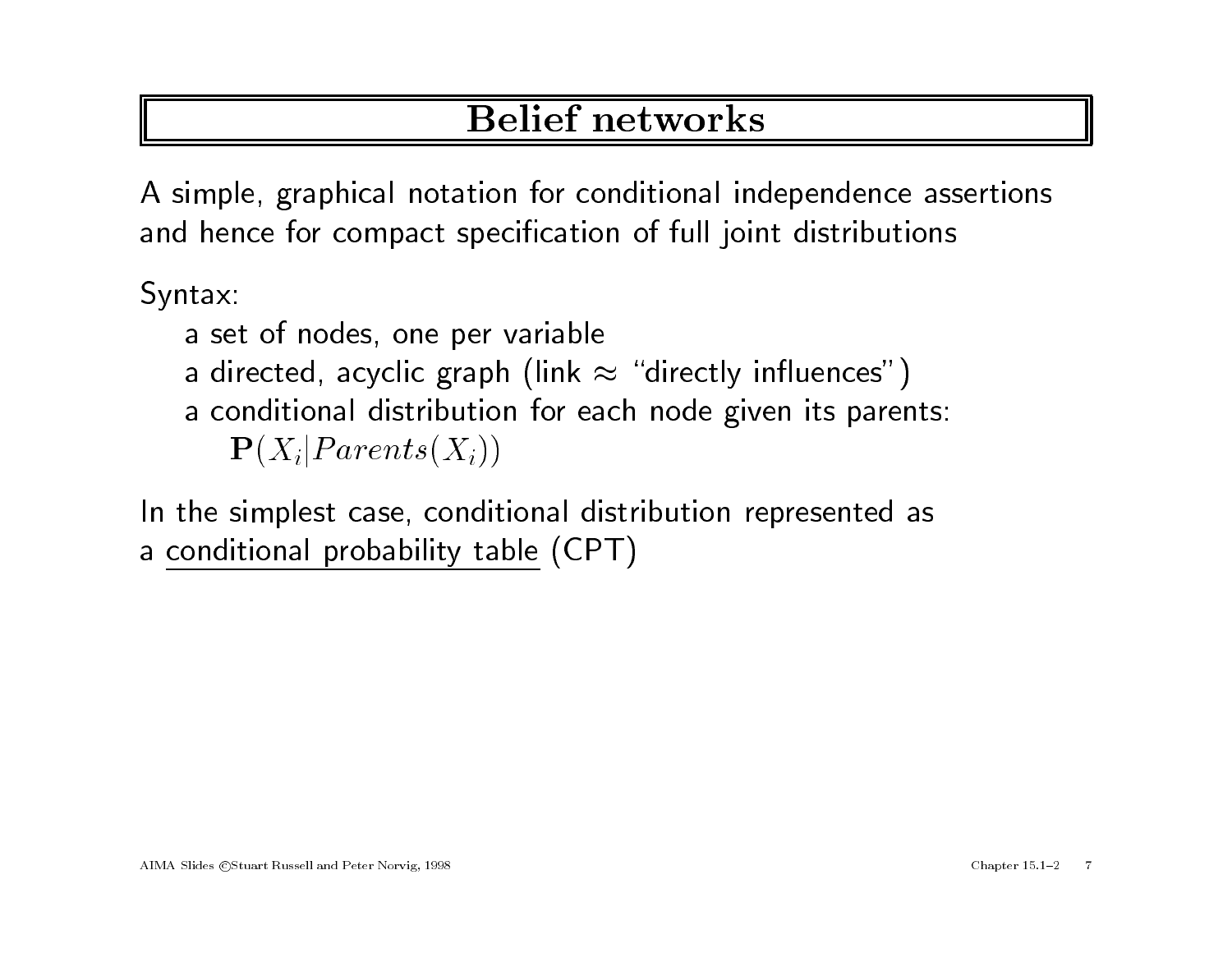# Belief networks

A simple, graphical notation for conditional independence assertions and hence for compact specification of full joint distributions

Syntax:

- a set of nodes, one per variable
- a directed, acyclic graph (link $\approx$ "directly influences")
- a conditional distribution for each node given its parents:
  $\mathbf{P}(X_i | Parents(X_i))$

In the simplest case, conditional distribution represented as a conditional probability table (CPT)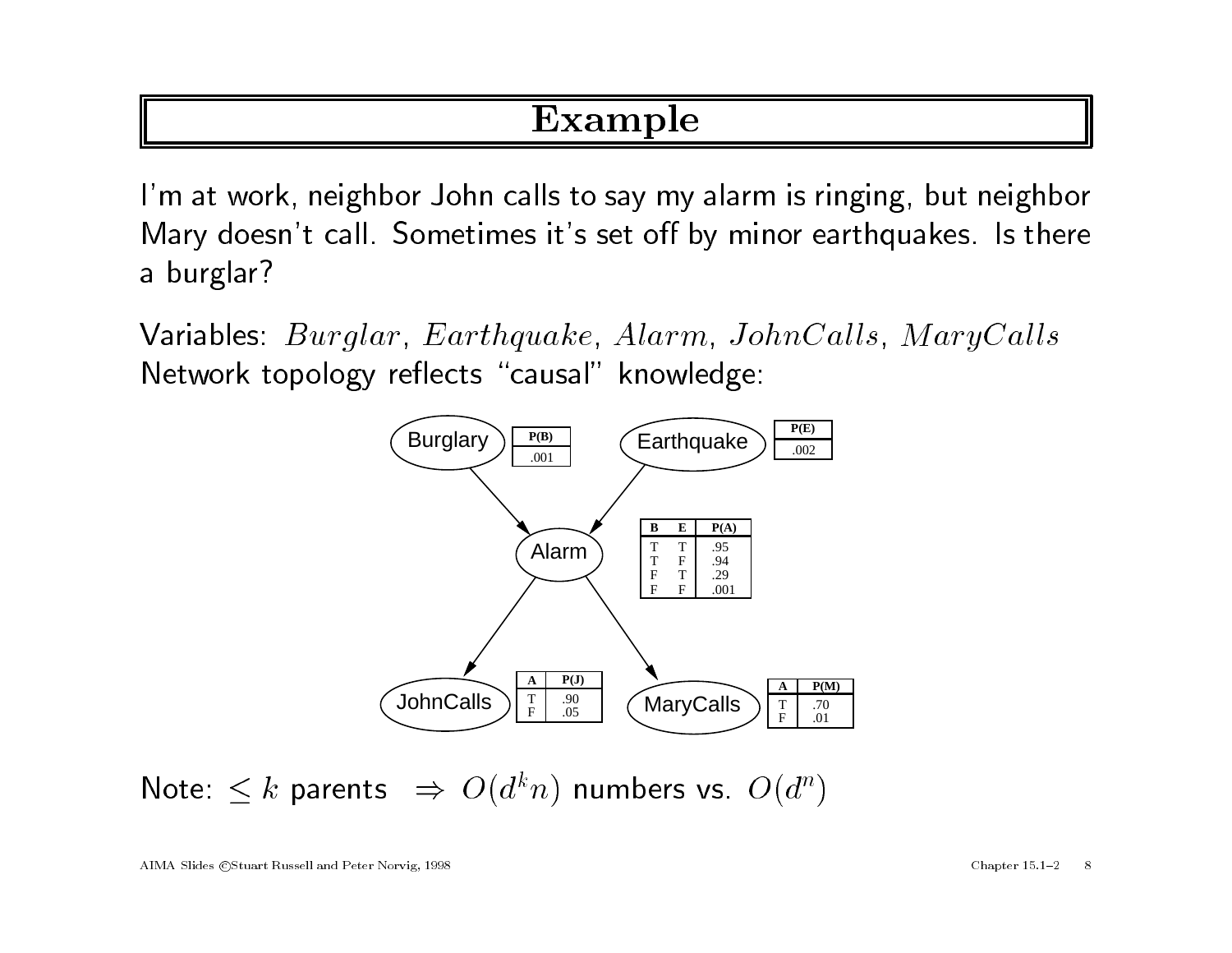# Example

I'm at work, neighbor John calls to say my alarm is ringing, but neighbor Mary doesn't call. Sometimes it's set off by minor earthquakes. Is there a burglar?

Variables: $Burglar$, $Earthquake$, $Alarm$, $JohnCalls$, $MaryCalls$
Network topology reflects "causal" knowledge:

Burglary → Alarm; Earthquake → Alarm; Alarm → JohnCalls; Alarm → MaryCalls

| P(B) |
|---|
| .001 |

| P(E) |
|---|
| .002 |

| B | E | P(A) |
|---|---|---|
| T | T | .95 |
| T | F | .94 |
| F | T | .29 |
| F | F | .001 |

| A | P(J) |
|---|---|
| T | .90 |
| F | .05 |

| A | P(M) |
|---|---|
| T | .70 |
| F | .01 |

Note: $\leq k$ parents $\Rightarrow O(d^k n)$ numbers vs. $O(d^n)$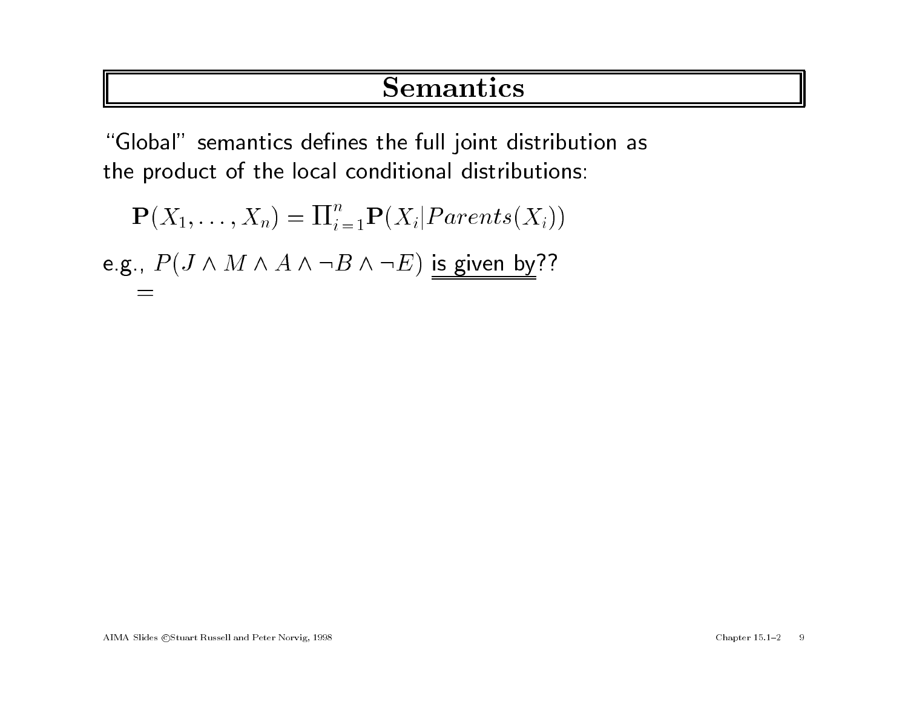# Semantics

"Global" semantics defines the full joint distribution as the product of the local conditional distributions:

$$\mathbf{P}(X_1, \ldots, X_n) = \prod_{i=1}^{n} \mathbf{P}(X_i | Parents(X_i))$$

e.g., $P(J \land M \land A \land \neg B \land \neg E)$ is given by??

$=$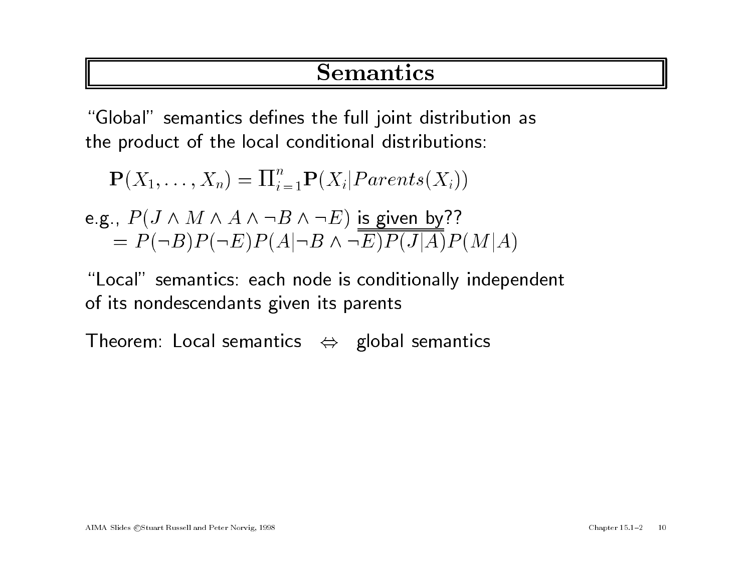# Semantics

"Global" semantics defines the full joint distribution as the product of the local conditional distributions:

$$\mathbf{P}(X_1, \ldots, X_n) = \Pi_{i=1}^{n} \mathbf{P}(X_i | Parents(X_i))$$

e.g., $P(J \wedge M \wedge A \wedge \neg B \wedge \neg E)$ is given by??
$= P(\neg B)P(\neg E)P(A|\neg B \wedge \neg E)P(J|A)P(M|A)$

"Local" semantics: each node is conditionally independent of its nondescendants given its parents

Theorem: Local semantics $\Leftrightarrow$ global semantics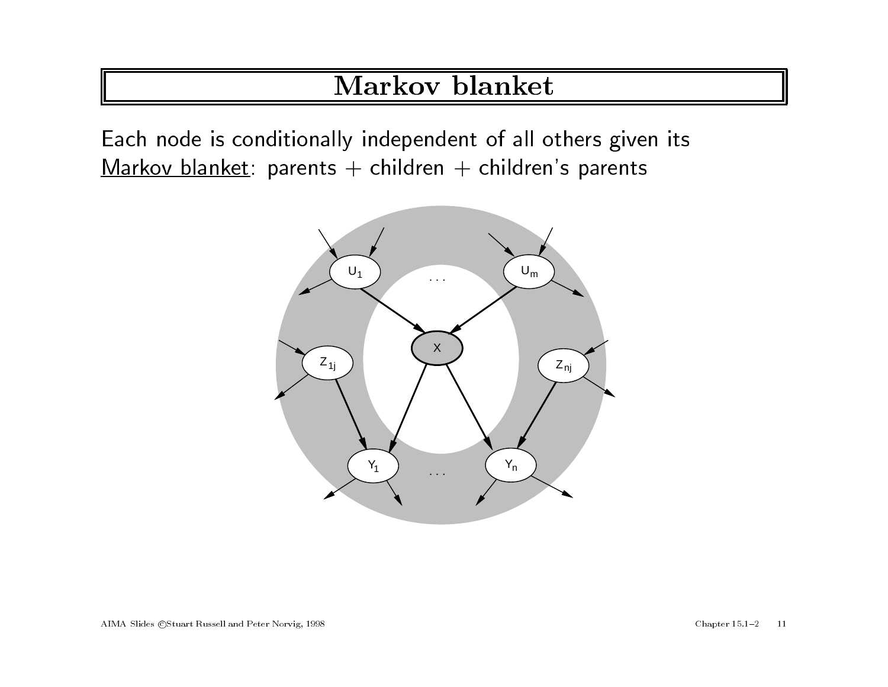# Markov blanket

Each node is conditionally independent of all others given its Markov blanket: parents + children + children's parents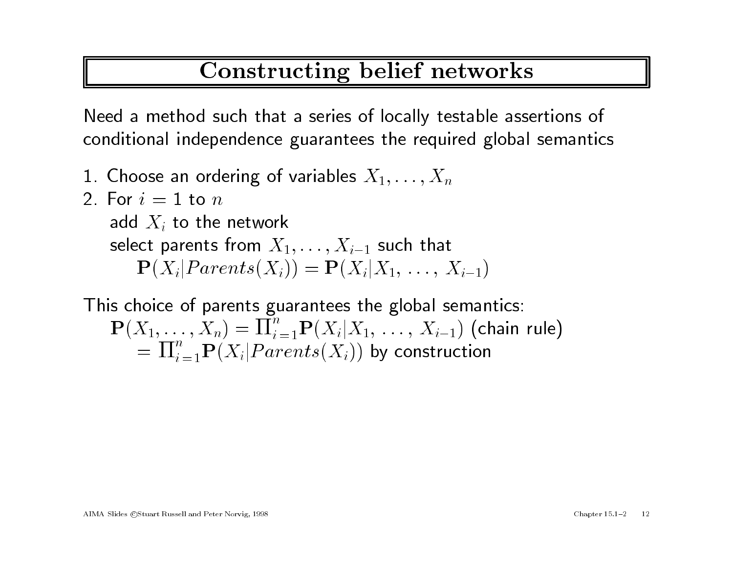# Constructing belief networks

Need a method such that a series of locally testable assertions of conditional independence guarantees the required global semantics

1. Choose an ordering of variables $X_1, \ldots, X_n$
2. For $i = 1$ to $n$
   add $X_i$ to the network
   select parents from $X_1, \ldots, X_{i-1}$ such that
   $\mathbf{P}(X_i | Parents(X_i)) = \mathbf{P}(X_i | X_1, \ldots, X_{i-1})$

This choice of parents guarantees the global semantics:

$\mathbf{P}(X_1, \ldots, X_n) = \prod_{i=1}^{n} \mathbf{P}(X_i | X_1, \ldots, X_{i-1})$ (chain rule)

$= \prod_{i=1}^{n} \mathbf{P}(X_i | Parents(X_i))$ by construction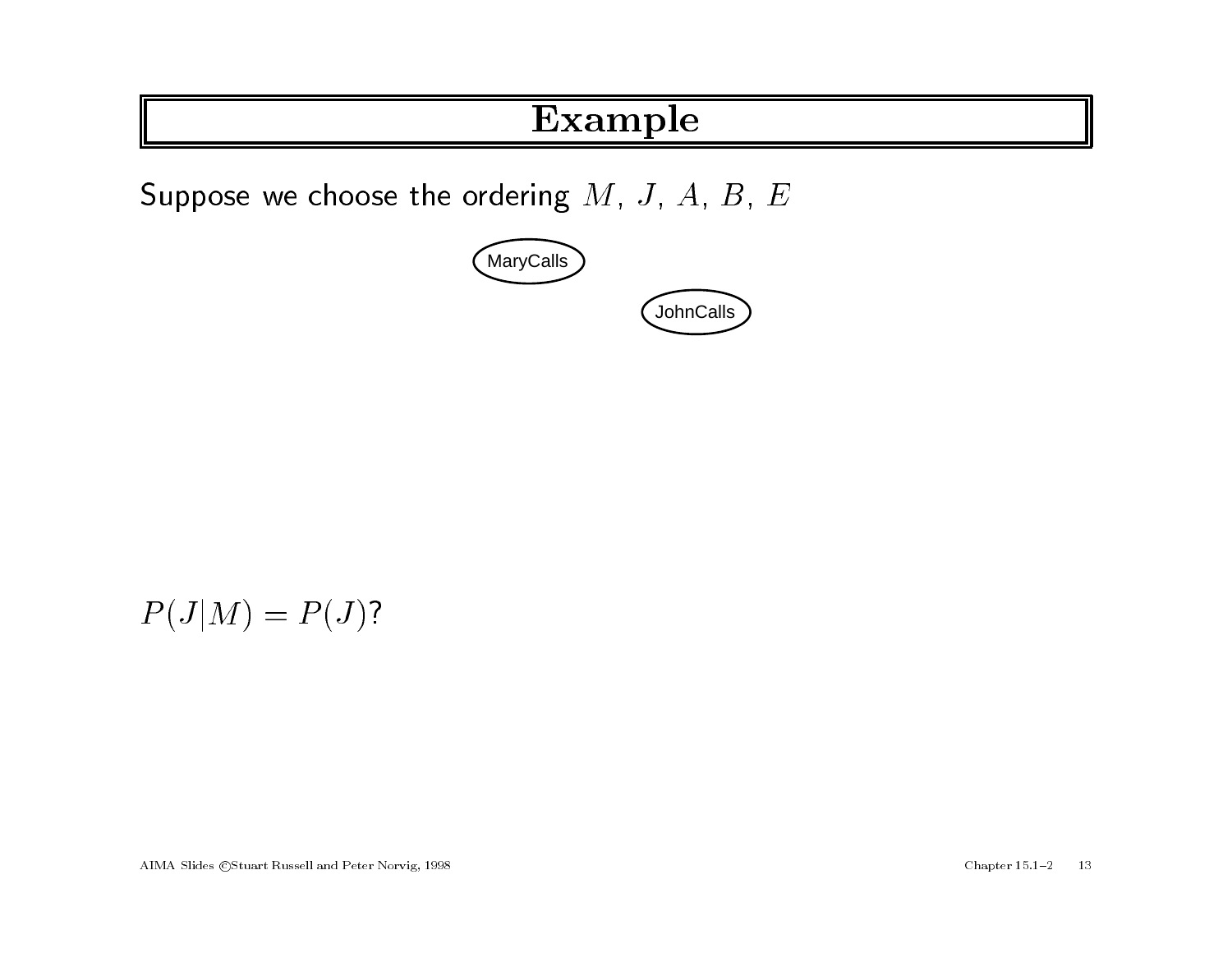# Example

Suppose we choose the ordering $M$, $J$, $A$, $B$, $E$

MaryCalls

JohnCalls

$P(J|M) = P(J)$?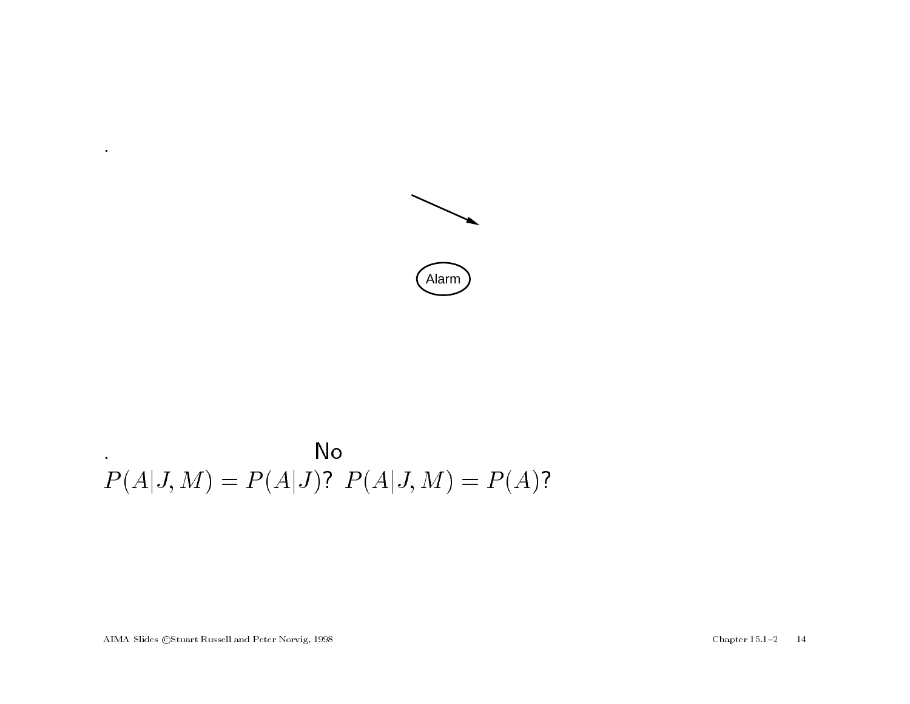.

Alarm

. No

$P(A|J, M) = P(A|J)$? $P(A|J, M) = P(A)$?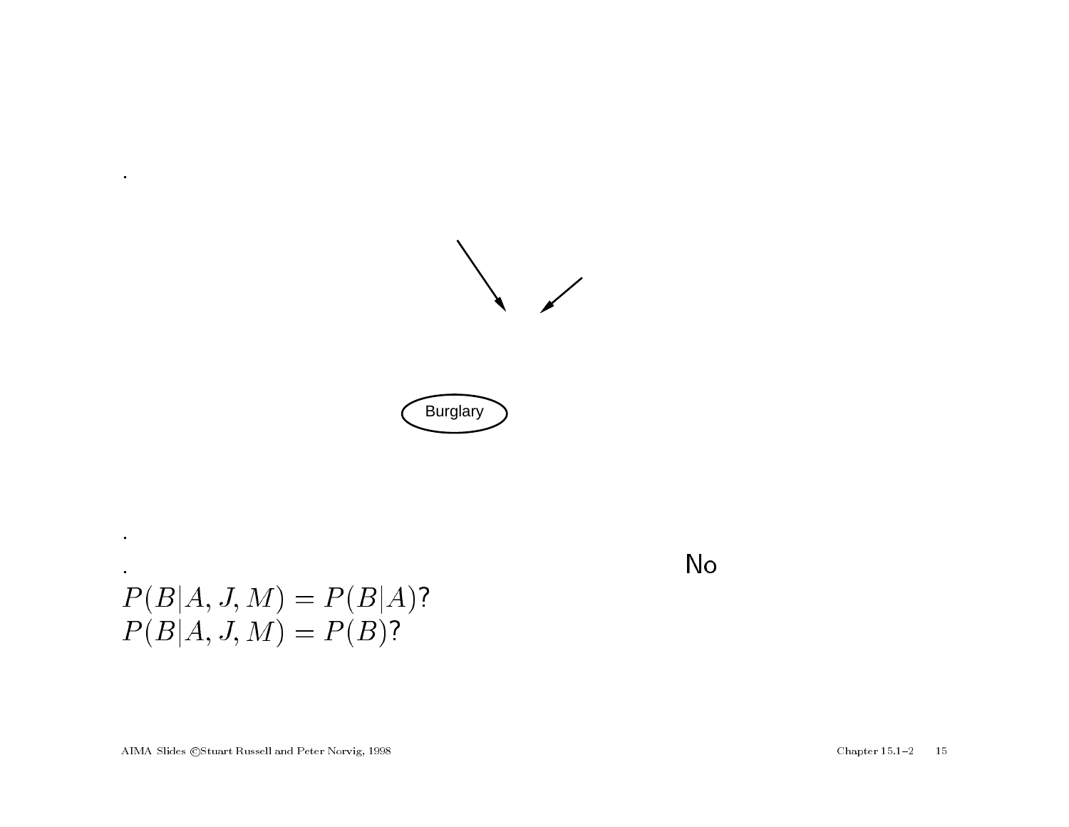Burglary

No

$P(B|A, J, M) = P(B|A)$?

$P(B|A, J, M) = P(B)$?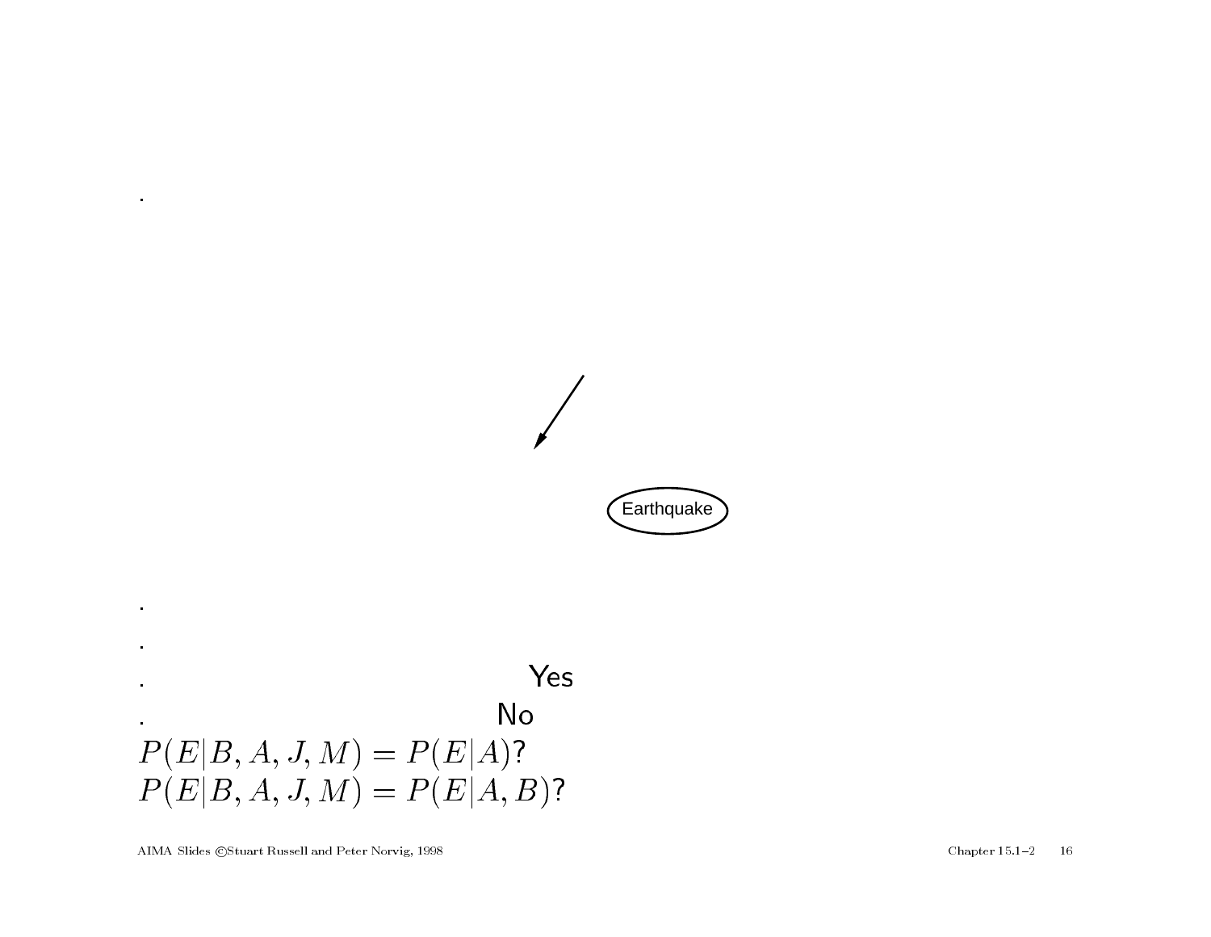Earthquake

Yes

No

$P(E|B, A, J, M) = P(E|A)$?

$P(E|B, A, J, M) = P(E|A, B)$?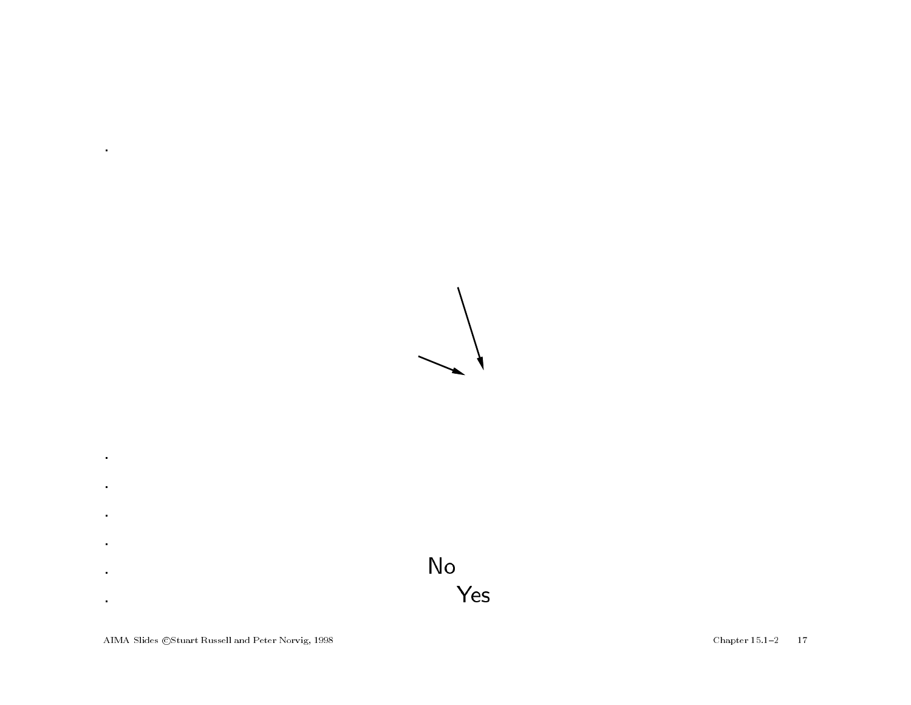No

Yes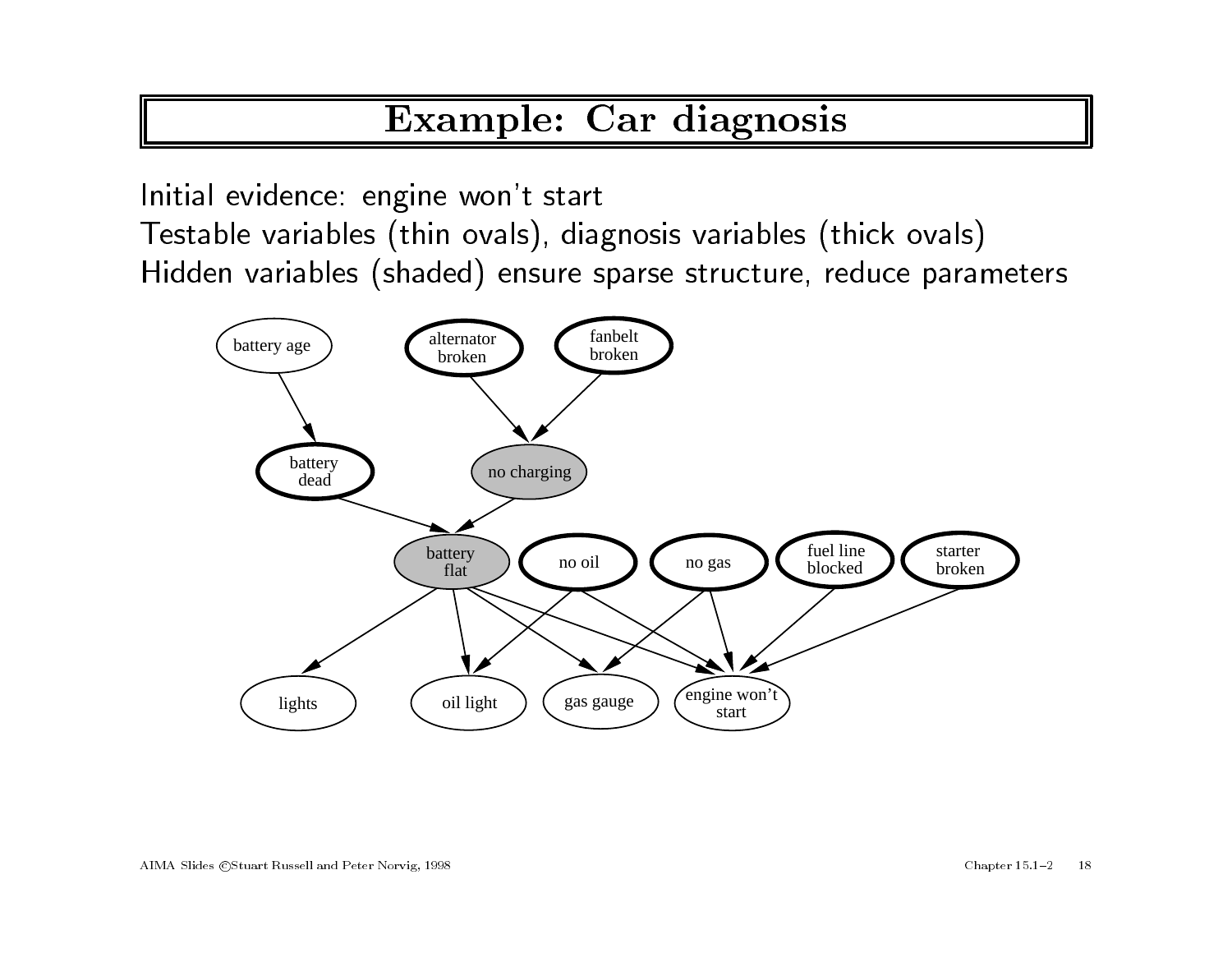# Example: Car diagnosis

Initial evidence: engine won't start
Testable variables (thin ovals), diagnosis variables (thick ovals)
Hidden variables (shaded) ensure sparse structure, reduce parameters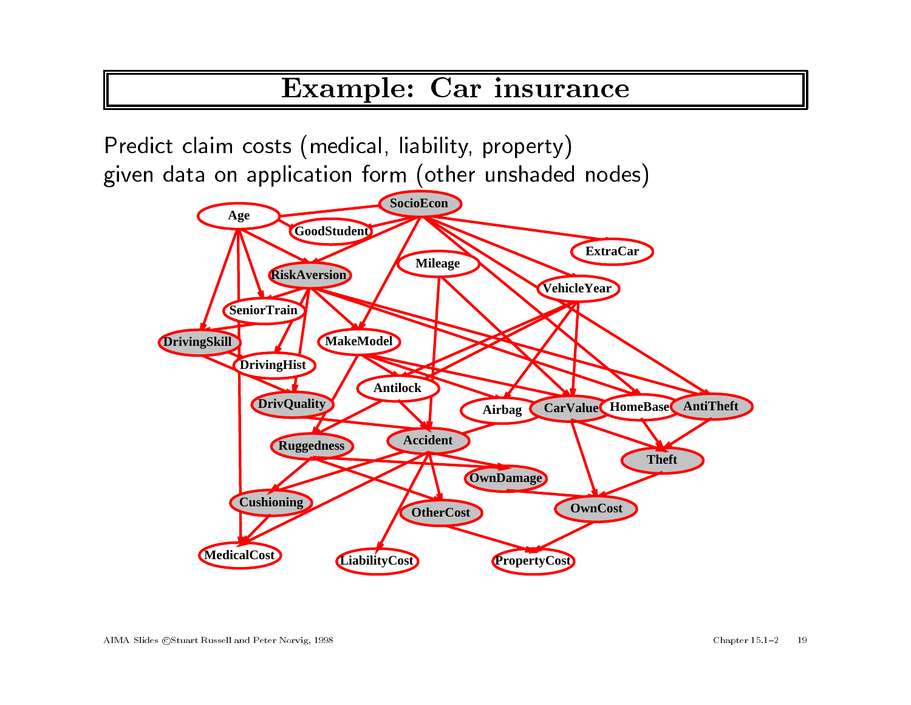# Example: Car insurance

Predict claim costs (medical, liability, property)
given data on application form (other unshaded nodes)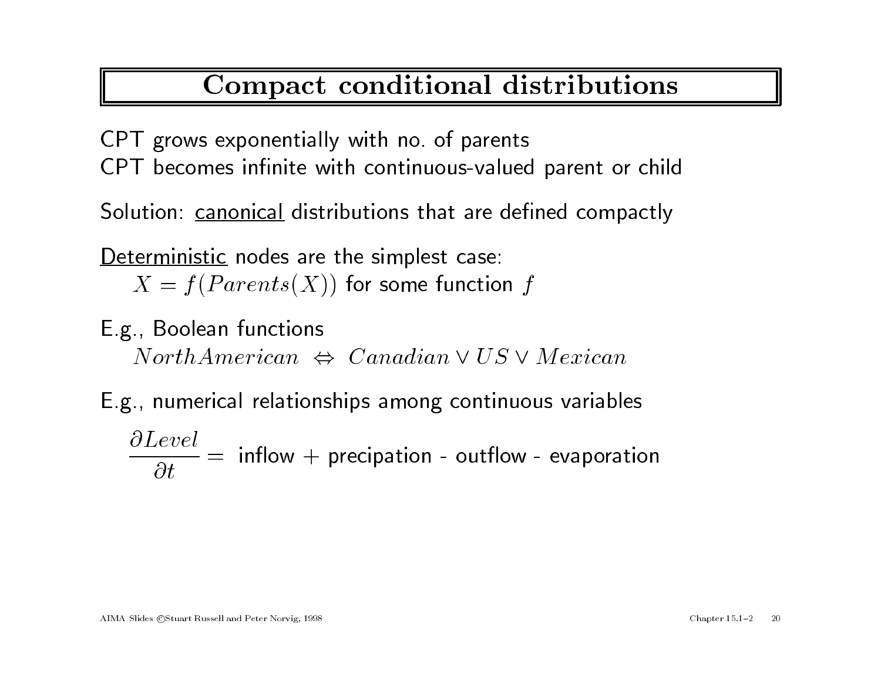# Compact conditional distributions

CPT grows exponentially with no. of parents
CPT becomes infinite with continuous-valued parent or child

Solution: canonical distributions that are defined compactly

Deterministic nodes are the simplest case:
$X = f(Parents(X))$ for some function $f$

E.g., Boolean functions
$NorthAmerican \Leftrightarrow Canadian \vee US \vee Mexican$

E.g., numerical relationships among continuous variables

$$\frac{\partial Level}{\partial t} = \text{ inflow + precipation - outflow - evaporation}$$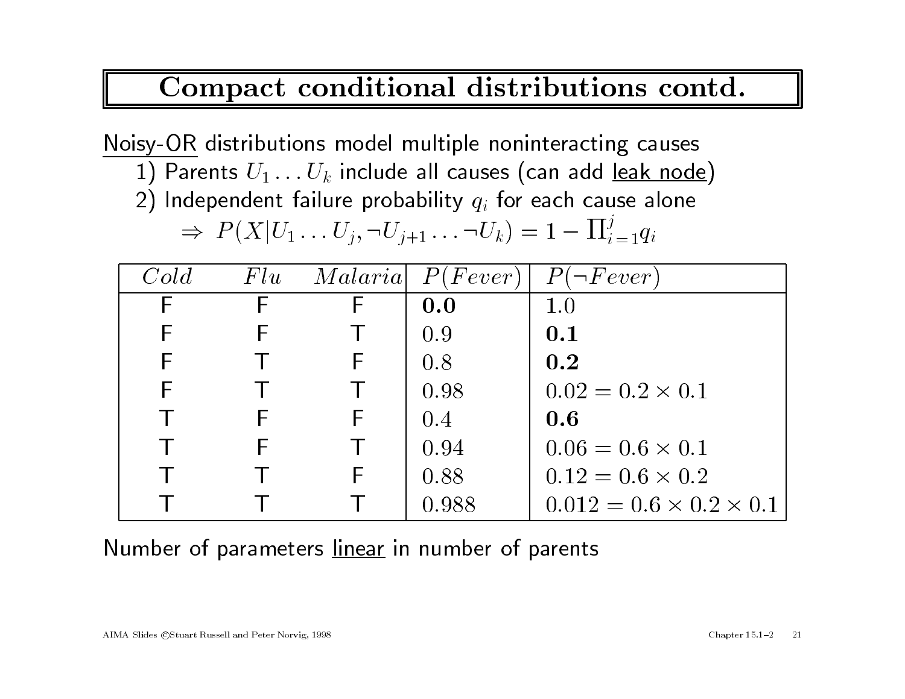# Compact conditional distributions contd.

Noisy-OR distributions model multiple noninteracting causes

1) Parents $U_1 \ldots U_k$ include all causes (can add leak node)
2) Independent failure probability $q_i$ for each cause alone

$$\Rightarrow\ P(X|U_1 \ldots U_j, \neg U_{j+1} \ldots \neg U_k) = 1 - \Pi_{i=1}^{j} q_i$$

| $Cold$ | $Flu$ | $Malaria$ | $P(Fever)$ | $P(\neg Fever)$ |
|---|---|---|---|---|
| F | F | F | $\mathbf{0.0}$ | $1.0$ |
| F | F | T | $0.9$ | $\mathbf{0.1}$ |
| F | T | F | $0.8$ | $\mathbf{0.2}$ |
| F | T | T | $0.98$ | $0.02 = 0.2 \times 0.1$ |
| T | F | F | $0.4$ | $\mathbf{0.6}$ |
| T | F | T | $0.94$ | $0.06 = 0.6 \times 0.1$ |
| T | T | F | $0.88$ | $0.12 = 0.6 \times 0.2$ |
| T | T | T | $0.988$ | $0.012 = 0.6 \times 0.2 \times 0.1$ |

Number of parameters linear in number of parents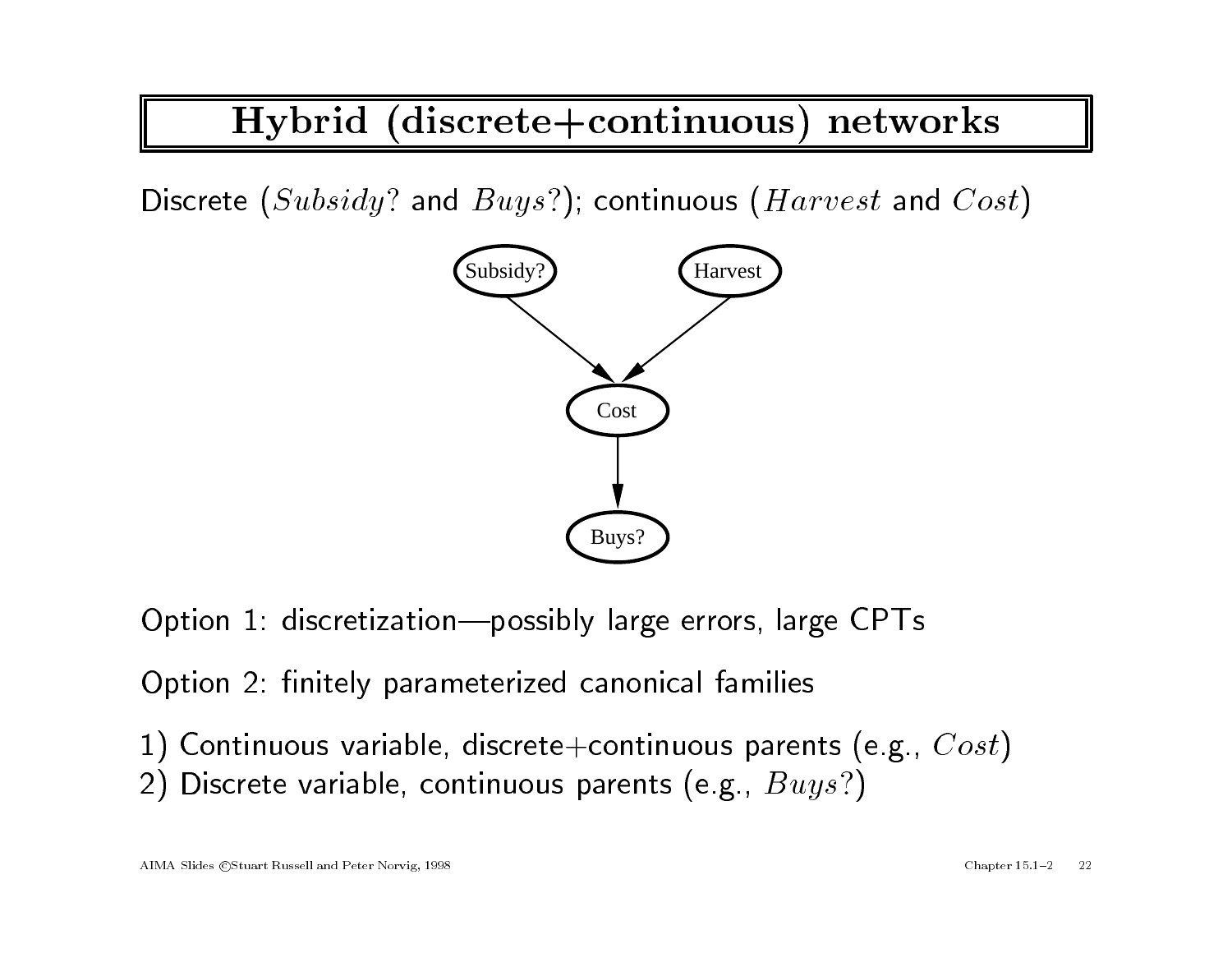# Hybrid (discrete+continuous) networks

Discrete ($Subsidy?$ and $Buys?$); continuous ($Harvest$ and $Cost$)

Option 1: discretization—possibly large errors, large CPTs

Option 2: finitely parameterized canonical families

1) Continuous variable, discrete+continuous parents (e.g., $Cost$)
2) Discrete variable, continuous parents (e.g., $Buys?$)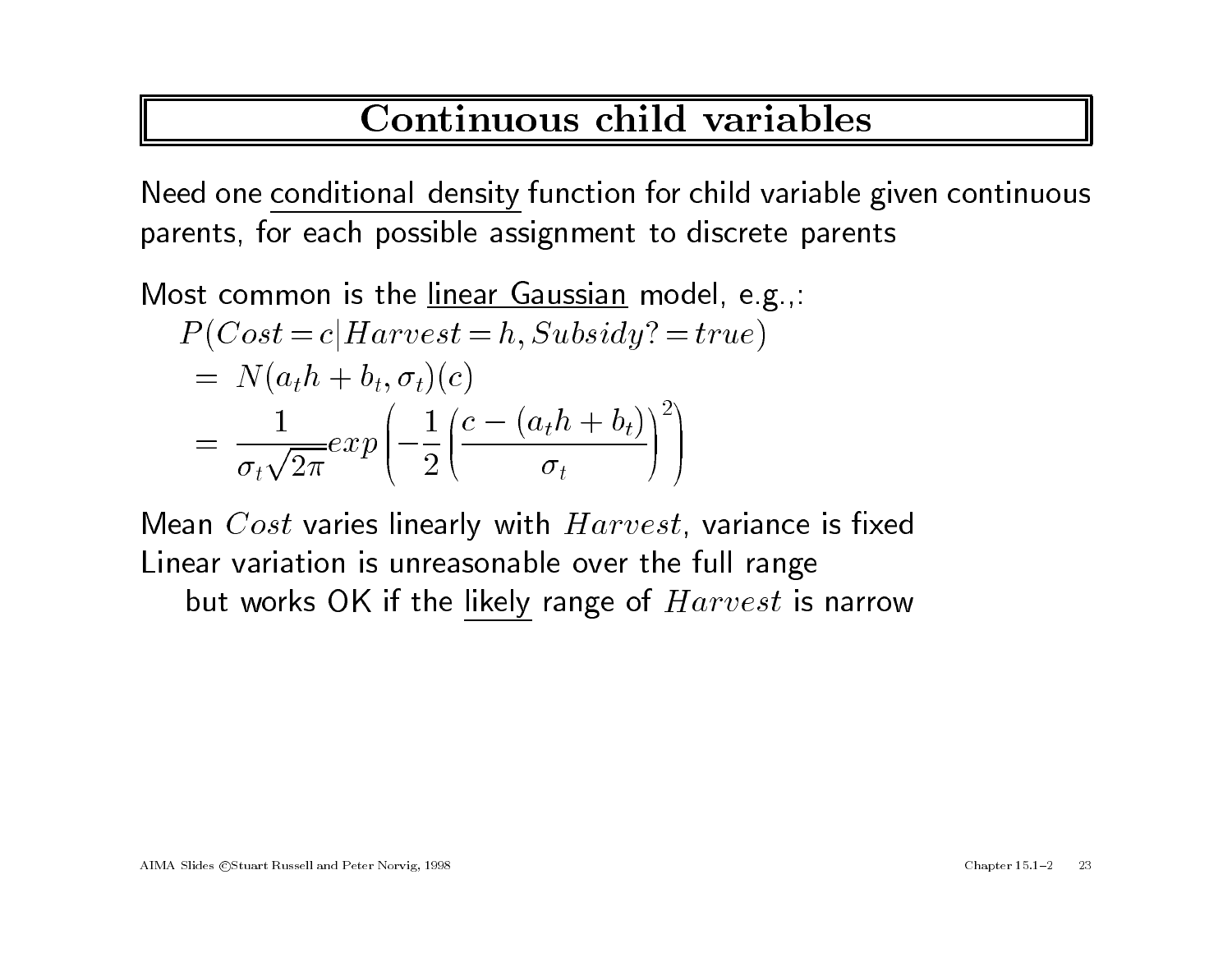# Continuous child variables

Need one conditional density function for child variable given continuous parents, for each possible assignment to discrete parents

Most common is the linear Gaussian model, e.g.,:

$$
\begin{aligned}
& P(Cost = c | Harvest = h, Subsidy? = true) \\
&= N(a_t h + b_t, \sigma_t)(c) \\
&= \frac{1}{\sigma_t \sqrt{2\pi}} exp\left(-\frac{1}{2}\left(\frac{c - (a_t h + b_t)}{\sigma_t}\right)^2\right)
\end{aligned}
$$

Mean $Cost$ varies linearly with $Harvest$, variance is fixed
Linear variation is unreasonable over the full range
but works OK if the likely range of $Harvest$ is narrow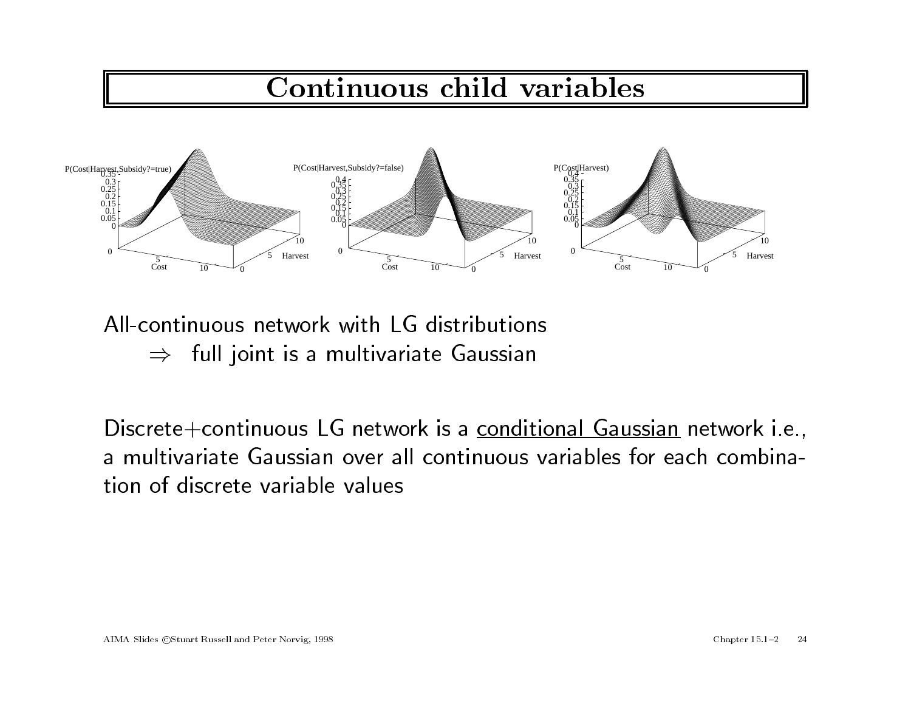# Continuous child variables

All-continuous network with LG distributions
  ⇒ full joint is a multivariate Gaussian

Discrete+continuous LG network is a conditional Gaussian network i.e., a multivariate Gaussian over all continuous variables for each combination of discrete variable values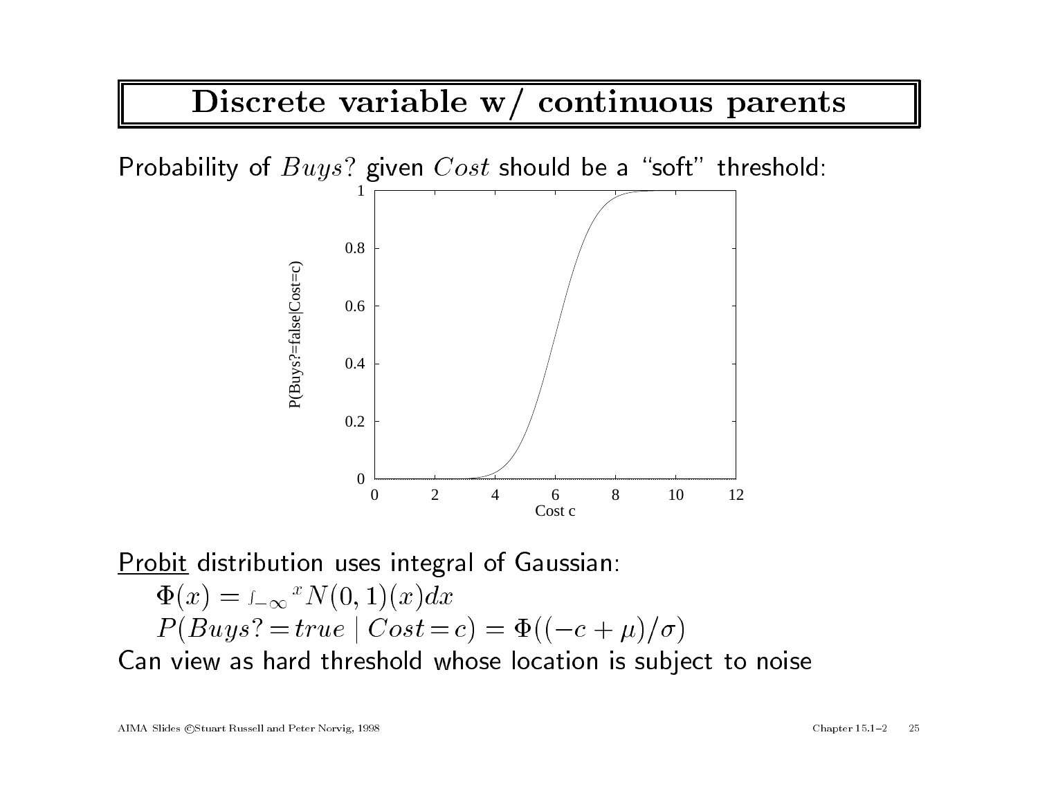# Discrete variable w/ continuous parents

Probability of $Buys?$ given $Cost$ should be a "soft" threshold:

<u>Probit</u> distribution uses integral of Gaussian:

$$\Phi(x) = \int_{-\infty}^{x} N(0,1)(x)dx$$

$$P(Buys? = true \mid Cost = c) = \Phi((-c + \mu)/\sigma)$$

Can view as hard threshold whose location is subject to noise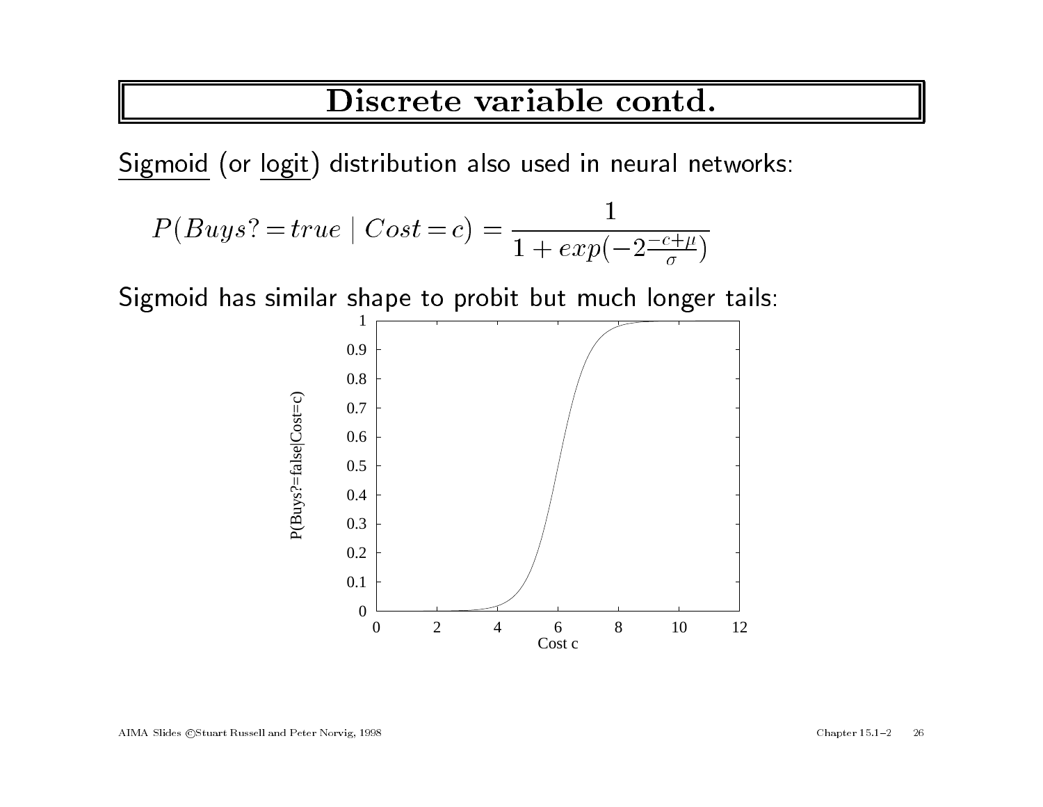# Discrete variable contd.

Sigmoid (or logit) distribution also used in neural networks:

$$P(Buys? = true \mid Cost = c) = \frac{1}{1 + exp(-2\frac{-c+\mu}{\sigma})}$$

Sigmoid has similar shape to probit but much longer tails:

P(Buys?=false|Cost=c)

1
0.9
0.8
0.7
0.6
0.5
0.4
0.3
0.2
0.1
0

0 2 4 6 8 10 12

Cost c